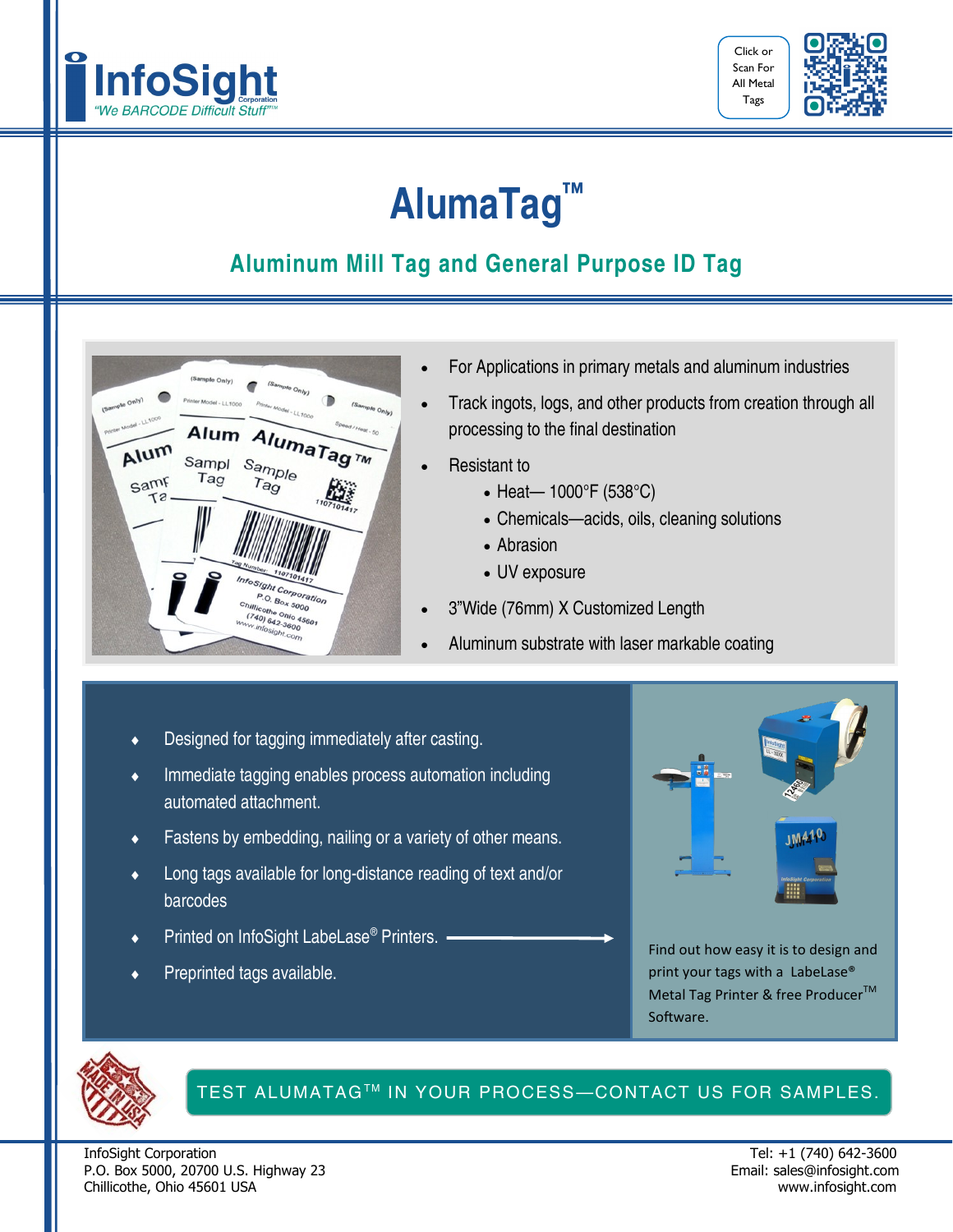InfoSight Corporation
"We BARCODE Difficult Stuff"™

Click or Scan For All Metal Tags

# AlumaTag™

## Aluminum Mill Tag and General Purpose ID Tag

- For Applications in primary metals and aluminum industries
- Track ingots, logs, and other products from creation through all processing to the final destination
- Resistant to
  - Heat— 1000°F (538°C)
  - Chemicals—acids, oils, cleaning solutions
  - Abrasion
  - UV exposure
- 3"Wide (76mm) X Customized Length
- Aluminum substrate with laser markable coating

- Designed for tagging immediately after casting.
- Immediate tagging enables process automation including automated attachment.
- Fastens by embedding, nailing or a variety of other means.
- Long tags available for long-distance reading of text and/or barcodes
- Printed on InfoSight LabeLase® Printers.
- Preprinted tags available.

Find out how easy it is to design and print your tags with a LabeLase® Metal Tag Printer & free Producer™ Software.

**TEST ALUMATAG™ IN YOUR PROCESS—CONTACT US FOR SAMPLES.**

InfoSight Corporation
P.O. Box 5000, 20700 U.S. Highway 23
Chillicothe, Ohio 45601 USA

Tel: +1 (740) 642-3600
Email: sales@infosight.com
www.infosight.com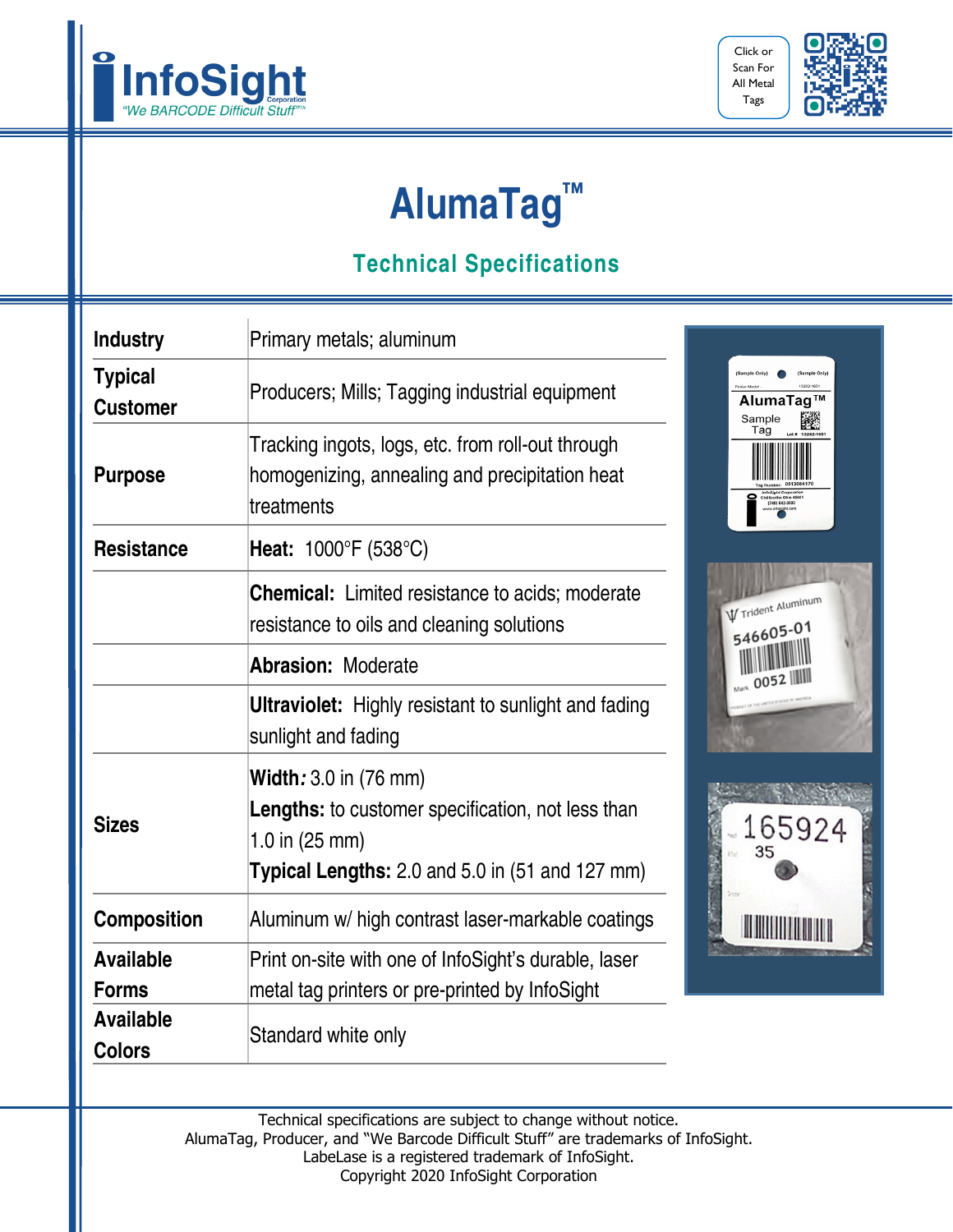InfoSight Corporation
"We BARCODE Difficult Stuff"

Click or Scan For All Metal Tags

# AlumaTag™

## Technical Specifications

| | |
|---|---|
| **Industry** | Primary metals; aluminum |
| **Typical Customer** | Producers; Mills; Tagging industrial equipment |
| **Purpose** | Tracking ingots, logs, etc. from roll-out through homogenizing, annealing and precipitation heat treatments |
| **Resistance** | **Heat:** 1000°F (538°C) |
| | **Chemical:** Limited resistance to acids; moderate resistance to oils and cleaning solutions |
| | **Abrasion:** Moderate |
| | **Ultraviolet:** Highly resistant to sunlight and fading sunlight and fading |
| **Sizes** | **Width:** 3.0 in (76 mm)<br>**Lengths:** to customer specification, not less than 1.0 in (25 mm)<br>**Typical Lengths:** 2.0 and 5.0 in (51 and 127 mm) |
| **Composition** | Aluminum w/ high contrast laser-markable coatings |
| **Available Forms** | Print on-site with one of InfoSight's durable, laser metal tag printers or pre-printed by InfoSight |
| **Available Colors** | Standard white only |

Technical specifications are subject to change without notice.
AlumaTag, Producer, and "We Barcode Difficult Stuff" are trademarks of InfoSight.
LabeLase is a registered trademark of InfoSight.
Copyright 2020 InfoSight Corporation